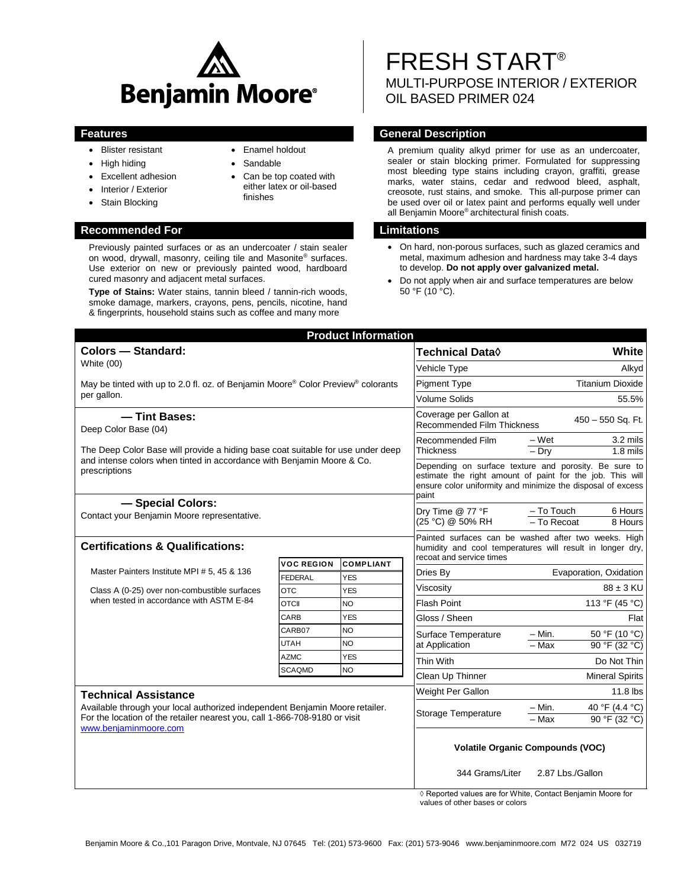# Benjamin Moore®

# FRESH START®

## MULTI-PURPOSE INTERIOR / EXTERIOR OIL BASED PRIMER 024

## Features

- Blister resistant
- High hiding
- Excellent adhesion
- Interior / Exterior
- Stain Blocking
- Enamel holdout
- Sandable
- Can be top coated with either latex or oil-based finishes

## General Description

A premium quality alkyd primer for use as an undercoater, sealer or stain blocking primer. Formulated for suppressing most bleeding type stains including crayon, graffiti, grease marks, water stains, cedar and redwood bleed, asphalt, creosote, rust stains, and smoke. This all-purpose primer can be used over oil or latex paint and performs equally well under all Benjamin Moore® architectural finish coats.

## Recommended For

Previously painted surfaces or as an undercoater / stain sealer on wood, drywall, masonry, ceiling tile and Masonite® surfaces. Use exterior on new or previously painted wood, hardboard cured masonry and adjacent metal surfaces.

**Type of Stains:** Water stains, tannin bleed / tannin-rich woods, smoke damage, markers, crayons, pens, pencils, nicotine, hand & fingerprints, household stains such as coffee and many more

## Limitations

- On hard, non-porous surfaces, such as glazed ceramics and metal, maximum adhesion and hardness may take 3-4 days to develop. **Do not apply over galvanized metal.**
- Do not apply when air and surface temperatures are below 50 °F (10 °C).

## Product Information

### Colors — Standard:

White (00)

May be tinted with up to 2.0 fl. oz. of Benjamin Moore® Color Preview® colorants per gallon.

### — Tint Bases:

Deep Color Base (04)

The Deep Color Base will provide a hiding base coat suitable for use under deep and intense colors when tinted in accordance with Benjamin Moore & Co. prescriptions

### — Special Colors:

Contact your Benjamin Moore representative.

### Certifications & Qualifications:

Master Painters Institute MPI # 5, 45 & 136

Class A (0-25) over non-combustible surfaces when tested in accordance with ASTM E-84

| VOC REGION | COMPLIANT |
|---|---|
| FEDERAL | YES |
| OTC | YES |
| OTCII | NO |
| CARB | YES |
| CARB07 | NO |
| UTAH | NO |
| AZMC | YES |
| SCAQMD | NO |

### Technical Assistance

Available through your local authorized independent Benjamin Moore retailer. For the location of the retailer nearest you, call 1-866-708-9180 or visit www.benjaminmoore.com

| Technical Data◊ | | White |
|---|---|---|
| Vehicle Type | | Alkyd |
| Pigment Type | | Titanium Dioxide |
| Volume Solids | | 55.5% |
| Coverage per Gallon at Recommended Film Thickness | | 450 – 550 Sq. Ft. |
| Recommended Film Thickness | – Wet | 3.2 mils |
| | – Dry | 1.8 mils |
| Depending on surface texture and porosity. Be sure to estimate the right amount of paint for the job. This will ensure color uniformity and minimize the disposal of excess paint | | |
| Dry Time @ 77 °F (25 °C) @ 50% RH | – To Touch | 6 Hours |
| | – To Recoat | 8 Hours |
| Painted surfaces can be washed after two weeks. High humidity and cool temperatures will result in longer dry, recoat and service times | | |
| Dries By | | Evaporation, Oxidation |
| Viscosity | | 88 ± 3 KU |
| Flash Point | | 113 °F (45 °C) |
| Gloss / Sheen | | Flat |
| Surface Temperature at Application | – Min. | 50 °F (10 °C) |
| | – Max | 90 °F (32 °C) |
| Thin With | | Do Not Thin |
| Clean Up Thinner | | Mineral Spirits |
| Weight Per Gallon | | 11.8 lbs |
| Storage Temperature | – Min. | 40 °F (4.4 °C) |
| | – Max | 90 °F (32 °C) |

**Volatile Organic Compounds (VOC)**

344 Grams/Liter 2.87 Lbs./Gallon

◊ Reported values are for White, Contact Benjamin Moore for values of other bases or colors

Benjamin Moore & Co.,101 Paragon Drive, Montvale, NJ 07645 Tel: (201) 573-9600 Fax: (201) 573-9046 www.benjaminmoore.com M72 024 US 032719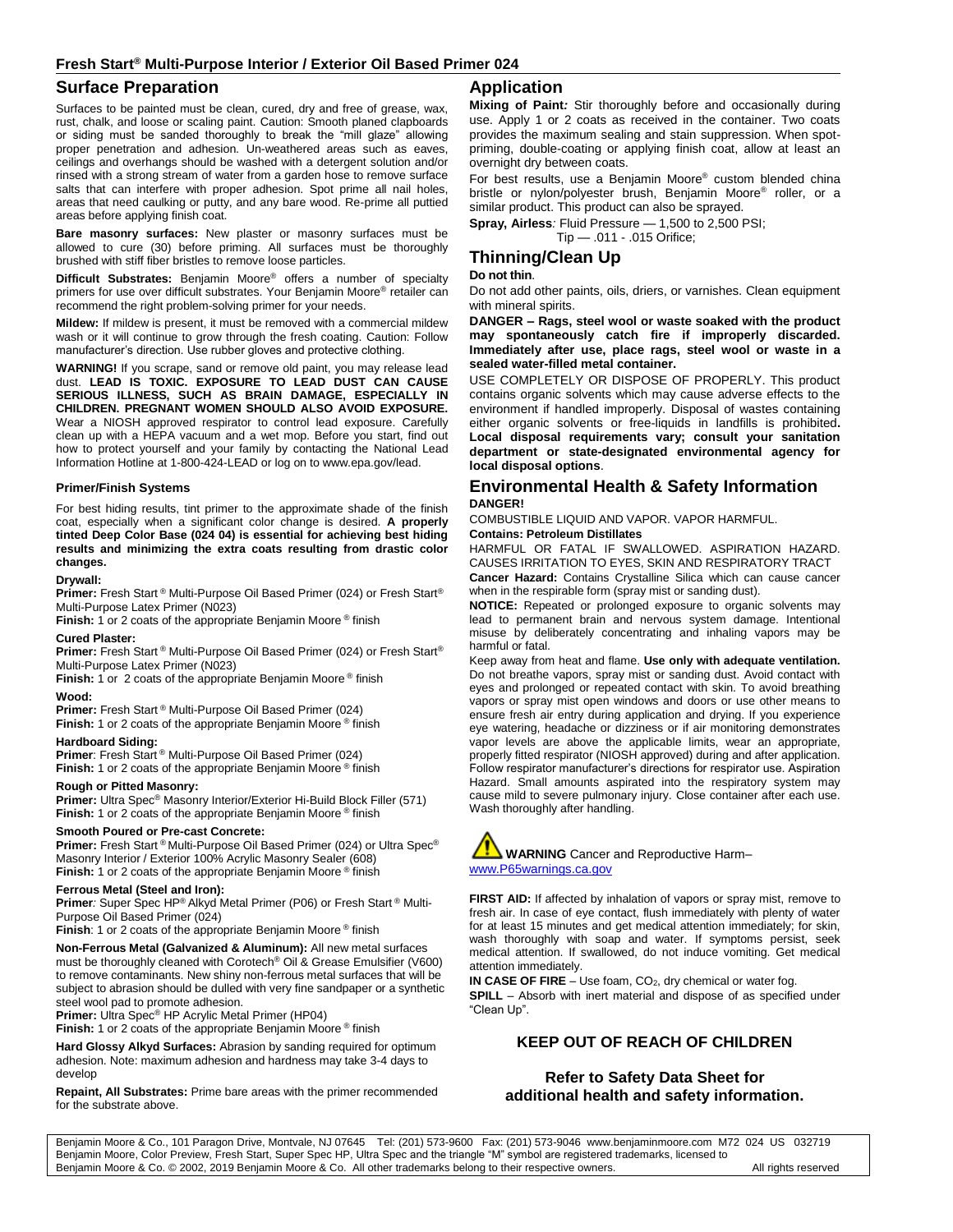# Fresh Start® Multi-Purpose Interior / Exterior Oil Based Primer 024

## Surface Preparation

Surfaces to be painted must be clean, cured, dry and free of grease, wax, rust, chalk, and loose or scaling paint. Caution: Smooth planed clapboards or siding must be sanded thoroughly to break the "mill glaze" allowing proper penetration and adhesion. Un-weathered areas such as eaves, ceilings and overhangs should be washed with a detergent solution and/or rinsed with a strong stream of water from a garden hose to remove surface salts that can interfere with proper adhesion. Spot prime all nail holes, areas that need caulking or putty, and any bare wood. Re-prime all puttied areas before applying finish coat.

**Bare masonry surfaces:** New plaster or masonry surfaces must be allowed to cure (30) before priming. All surfaces must be thoroughly brushed with stiff fiber bristles to remove loose particles.

**Difficult Substrates:** Benjamin Moore® offers a number of specialty primers for use over difficult substrates. Your Benjamin Moore® retailer can recommend the right problem-solving primer for your needs.

**Mildew:** If mildew is present, it must be removed with a commercial mildew wash or it will continue to grow through the fresh coating. Caution: Follow manufacturer's direction. Use rubber gloves and protective clothing.

**WARNING!** If you scrape, sand or remove old paint, you may release lead dust. **LEAD IS TOXIC. EXPOSURE TO LEAD DUST CAN CAUSE SERIOUS ILLNESS, SUCH AS BRAIN DAMAGE, ESPECIALLY IN CHILDREN. PREGNANT WOMEN SHOULD ALSO AVOID EXPOSURE.** Wear a NIOSH approved respirator to control lead exposure. Carefully clean up with a HEPA vacuum and a wet mop. Before you start, find out how to protect yourself and your family by contacting the National Lead Information Hotline at 1-800-424-LEAD or log on to www.epa.gov/lead.

### Primer/Finish Systems

For best hiding results, tint primer to the approximate shade of the finish coat, especially when a significant color change is desired. **A properly tinted Deep Color Base (024 04) is essential for achieving best hiding results and minimizing the extra coats resulting from drastic color changes.**

**Drywall:**
**Primer:** Fresh Start ® Multi-Purpose Oil Based Primer (024) or Fresh Start® Multi-Purpose Latex Primer (N023)
**Finish:** 1 or 2 coats of the appropriate Benjamin Moore ® finish

**Cured Plaster:**
**Primer:** Fresh Start ® Multi-Purpose Oil Based Primer (024) or Fresh Start® Multi-Purpose Latex Primer (N023)
**Finish:** 1 or 2 coats of the appropriate Benjamin Moore ® finish

**Wood:**
**Primer:** Fresh Start ® Multi-Purpose Oil Based Primer (024)
**Finish:** 1 or 2 coats of the appropriate Benjamin Moore ® finish

**Hardboard Siding:**
**Primer**: Fresh Start ® Multi-Purpose Oil Based Primer (024)
**Finish:** 1 or 2 coats of the appropriate Benjamin Moore ® finish

**Rough or Pitted Masonry:**
**Primer:** Ultra Spec® Masonry Interior/Exterior Hi-Build Block Filler (571)
**Finish:** 1 or 2 coats of the appropriate Benjamin Moore ® finish

**Smooth Poured or Pre-cast Concrete:**
**Primer:** Fresh Start ® Multi-Purpose Oil Based Primer (024) or Ultra Spec® Masonry Interior / Exterior 100% Acrylic Masonry Sealer (608)
**Finish:** 1 or 2 coats of the appropriate Benjamin Moore ® finish

**Ferrous Metal (Steel and Iron):**
**Primer**: Super Spec HP® Alkyd Metal Primer (P06) or Fresh Start ® Multi-Purpose Oil Based Primer (024)
**Finish**: 1 or 2 coats of the appropriate Benjamin Moore ® finish

**Non-Ferrous Metal (Galvanized & Aluminum):** All new metal surfaces must be thoroughly cleaned with Corotech® Oil & Grease Emulsifier (V600) to remove contaminants. New shiny non-ferrous metal surfaces that will be subject to abrasion should be dulled with very fine sandpaper or a synthetic steel wool pad to promote adhesion.
**Primer:** Ultra Spec® HP Acrylic Metal Primer (HP04)
**Finish:** 1 or 2 coats of the appropriate Benjamin Moore ® finish

**Hard Glossy Alkyd Surfaces:** Abrasion by sanding required for optimum adhesion. Note: maximum adhesion and hardness may take 3-4 days to develop

**Repaint, All Substrates:** Prime bare areas with the primer recommended for the substrate above.

## Application

**Mixing of Paint***:* Stir thoroughly before and occasionally during use. Apply 1 or 2 coats as received in the container. Two coats provides the maximum sealing and stain suppression. When spot-priming, double-coating or applying finish coat, allow at least an overnight dry between coats.

For best results, use a Benjamin Moore® custom blended china bristle or nylon/polyester brush, Benjamin Moore® roller, or a similar product. This product can also be sprayed.

**Spray, Airless***:* Fluid Pressure — 1,500 to 2,500 PSI;
Tip — .011 - .015 Orifice;

## Thinning/Clean Up

**Do not thin**.

Do not add other paints, oils, driers, or varnishes. Clean equipment with mineral spirits.

**DANGER – Rags, steel wool or waste soaked with the product may spontaneously catch fire if improperly discarded. Immediately after use, place rags, steel wool or waste in a sealed water-filled metal container.**

USE COMPLETELY OR DISPOSE OF PROPERLY. This product contains organic solvents which may cause adverse effects to the environment if handled improperly. Disposal of wastes containing either organic solvents or free-liquids in landfills is prohibited**. Local disposal requirements vary; consult your sanitation department or state-designated environmental agency for local disposal options**.

## Environmental Health & Safety Information

**DANGER!**

COMBUSTIBLE LIQUID AND VAPOR. VAPOR HARMFUL.

**Contains: Petroleum Distillates**

HARMFUL OR FATAL IF SWALLOWED. ASPIRATION HAZARD. CAUSES IRRITATION TO EYES, SKIN AND RESPIRATORY TRACT

**Cancer Hazard:** Contains Crystalline Silica which can cause cancer when in the respirable form (spray mist or sanding dust).

**NOTICE:** Repeated or prolonged exposure to organic solvents may lead to permanent brain and nervous system damage. Intentional misuse by deliberately concentrating and inhaling vapors may be harmful or fatal.

Keep away from heat and flame. **Use only with adequate ventilation.** Do not breathe vapors, spray mist or sanding dust. Avoid contact with eyes and prolonged or repeated contact with skin. To avoid breathing vapors or spray mist open windows and doors or use other means to ensure fresh air entry during application and drying. If you experience eye watering, headache or dizziness or if air monitoring demonstrates vapor levels are above the applicable limits, wear an appropriate, properly fitted respirator (NIOSH approved) during and after application. Follow respirator manufacturer's directions for respirator use. Aspiration Hazard. Small amounts aspirated into the respiratory system may cause mild to severe pulmonary injury. Close container after each use. Wash thoroughly after handling.

**WARNING** Cancer and Reproductive Harm– www.P65warnings.ca.gov

**FIRST AID:** If affected by inhalation of vapors or spray mist, remove to fresh air. In case of eye contact, flush immediately with plenty of water for at least 15 minutes and get medical attention immediately; for skin, wash thoroughly with soap and water. If symptoms persist, seek medical attention immediately. If swallowed, do not induce vomiting. Get medical attention immediately.

**IN CASE OF FIRE** – Use foam, $CO_2$, dry chemical or water fog.

**SPILL** – Absorb with inert material and dispose of as specified under "Clean Up".

**KEEP OUT OF REACH OF CHILDREN**

**Refer to Safety Data Sheet for additional health and safety information.**

Benjamin Moore & Co., 101 Paragon Drive, Montvale, NJ 07645 Tel: (201) 573-9600 Fax: (201) 573-9046 www.benjaminmoore.com M72 024 US 032719
Benjamin Moore, Color Preview, Fresh Start, Super Spec HP, Ultra Spec and the triangle "M" symbol are registered trademarks, licensed to Benjamin Moore & Co. © 2002, 2019 Benjamin Moore & Co. All other trademarks belong to their respective owners. All rights reserved